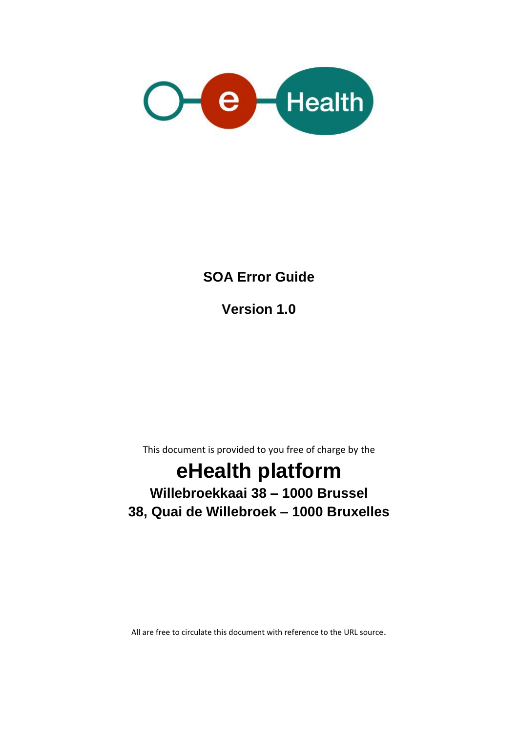# SOA Error Guide

## Version 1.0

This document is provided to you free of charge by the

# eHealth platform

**Willebroekkaai 38 – 1000 Brussel**

**38, Quai de Willebroek – 1000 Bruxelles**

All are free to circulate this document with reference to the URL source.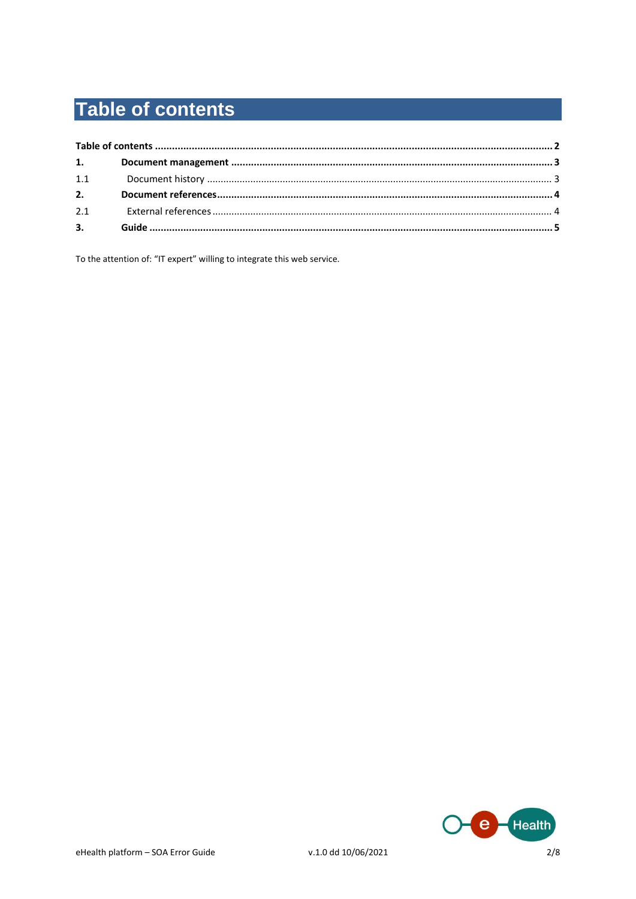# Table of contents

**Table of contents** ........................................................................................................ **2**

**1. Document management** ........................................................................................ **3**

1.1 Document history ........................................................................................................ 3

**2. Document references** .......................................................................................... **4**

2.1 External references ...................................................................................................... 4

**3. Guide** ................................................................................................................... **5**

To the attention of: “IT expert” willing to integrate this web service.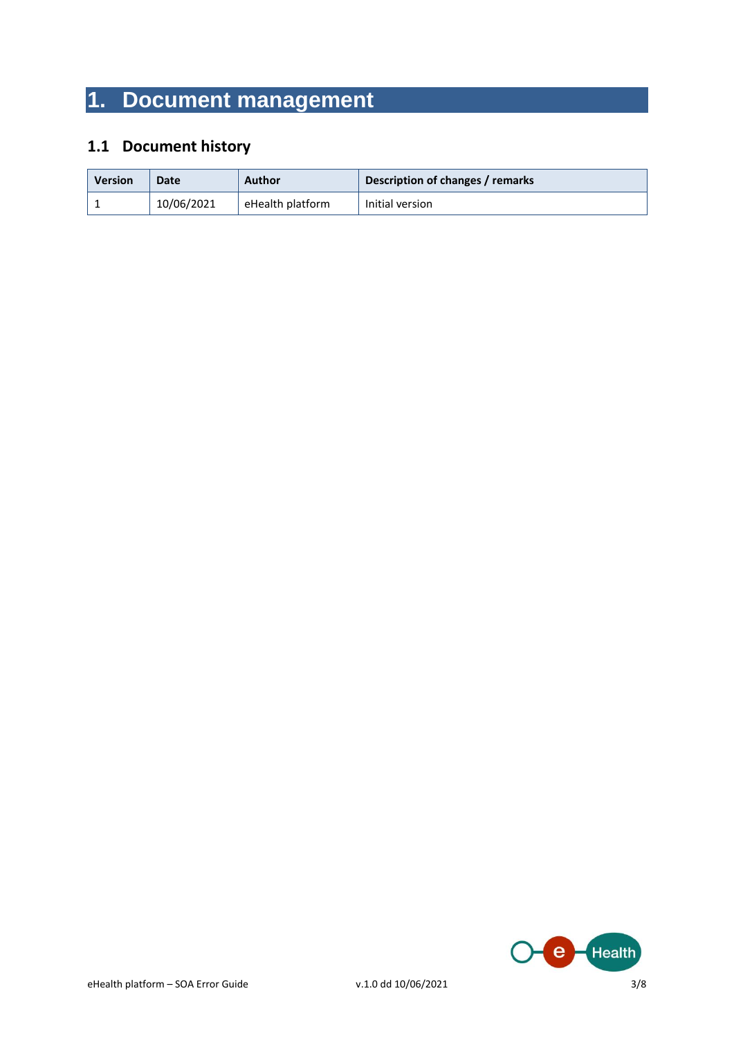# 1. Document management

## 1.1 Document history

| Version | Date | Author | Description of changes / remarks |
|---|---|---|---|
| 1 | 10/06/2021 | eHealth platform | Initial version |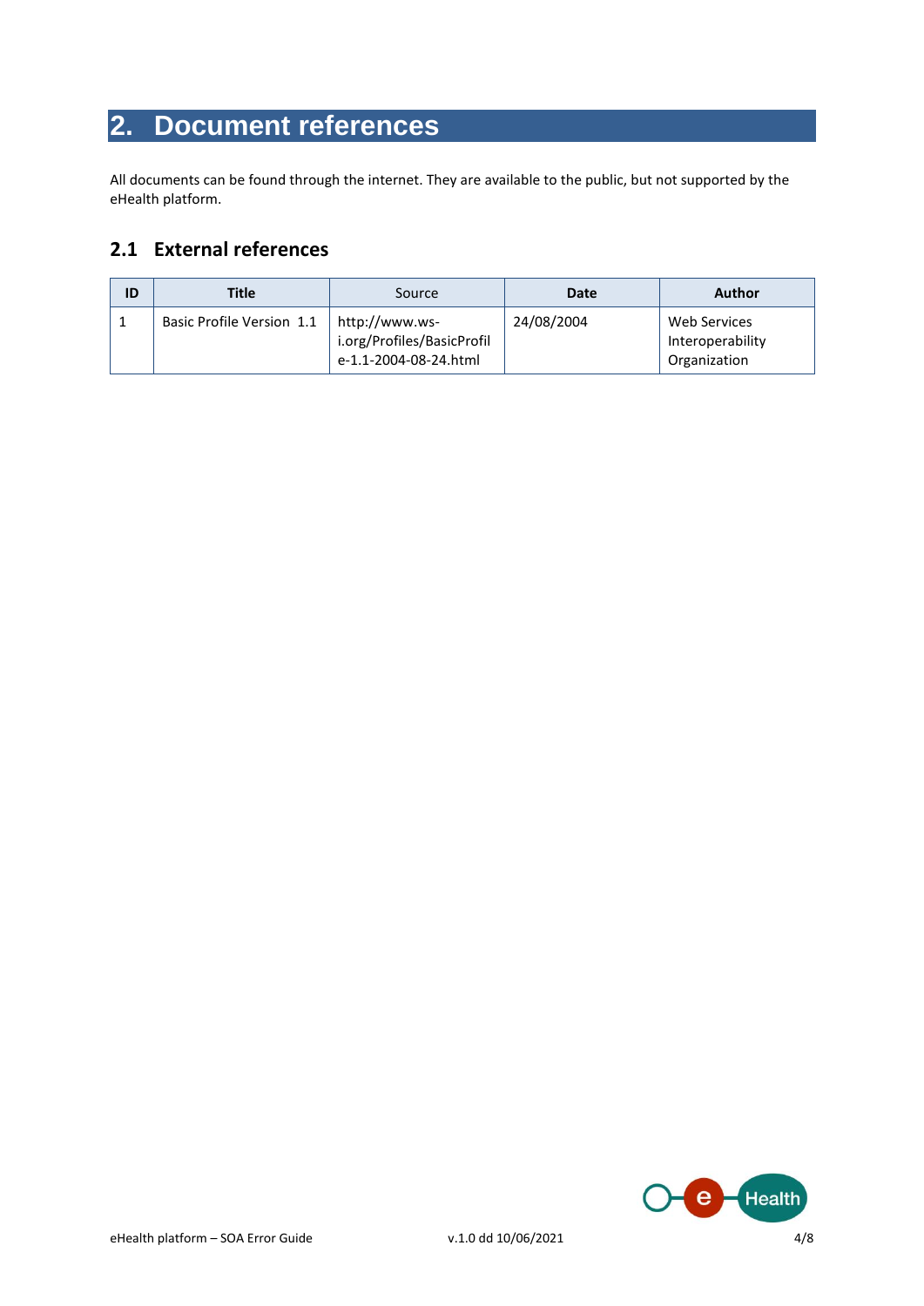# 2. Document references

All documents can be found through the internet. They are available to the public, but not supported by the eHealth platform.

## 2.1 External references

| ID | Title | Source | Date | Author |
|---|---|---|---|---|
| 1 | Basic Profile Version 1.1 | http://www.ws-i.org/Profiles/BasicProfile-1.1-2004-08-24.html | 24/08/2004 | Web Services Interoperability Organization |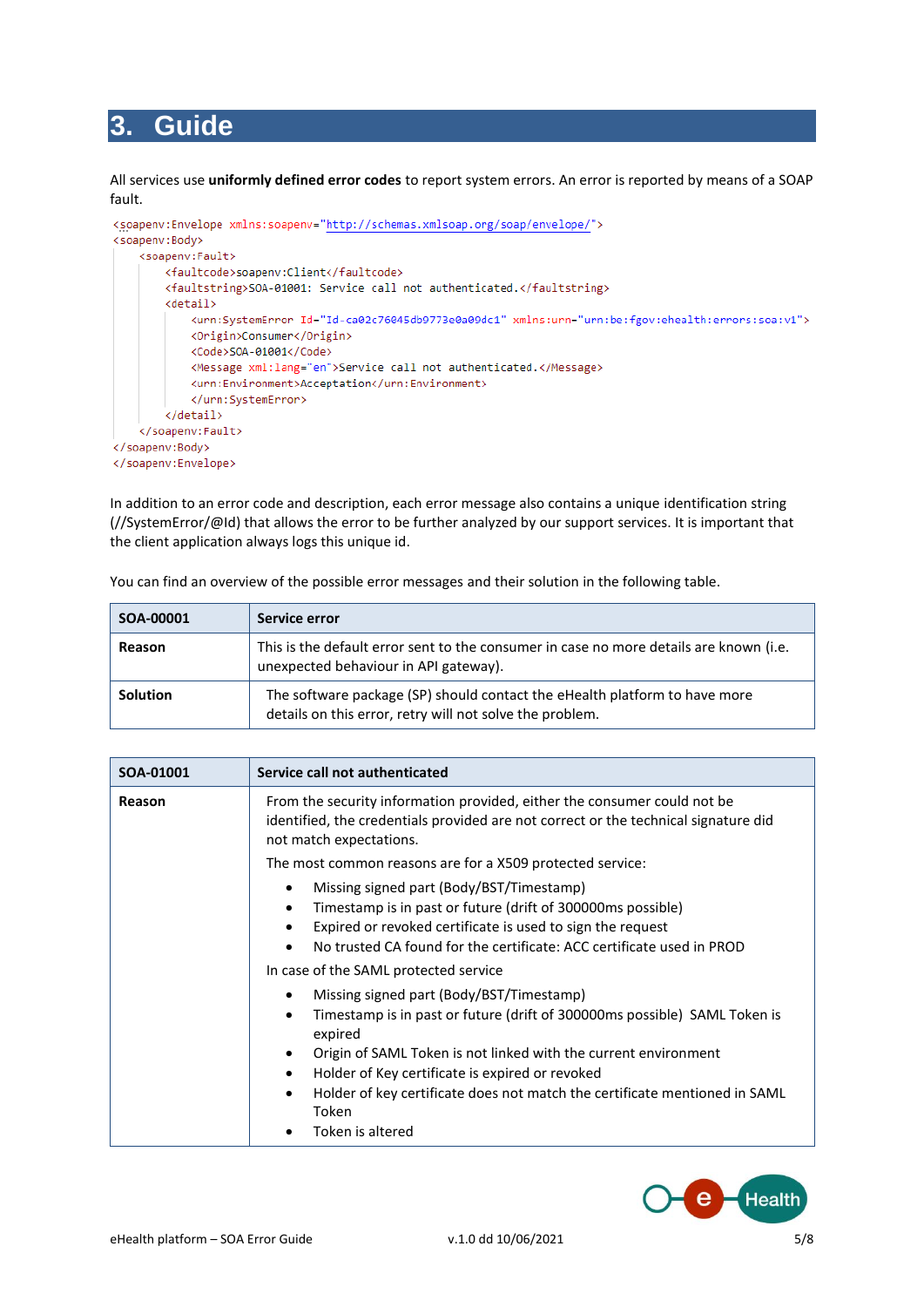# 3. Guide

All services use **uniformly defined error codes** to report system errors. An error is reported by means of a SOAP fault.

```
<soapenv:Envelope xmlns:soapenv="http://schemas.xmlsoap.org/soap/envelope/">
<soapenv:Body>
    <soapenv:Fault>
        <faultcode>soapenv:Client</faultcode>
        <faultstring>SOA-01001: Service call not authenticated.</faultstring>
        <detail>
            <urn:SystemError Id="Id-ca02c76045db9773e0a09dc1" xmlns:urn="urn:be:fgov:ehealth:errors:soa:v1">
            <Origin>Consumer</Origin>
            <Code>SOA-01001</Code>
            <Message xml:lang="en">Service call not authenticated.</Message>
            <urn:Environment>Acceptation</urn:Environment>
            </urn:SystemError>
        </detail>
    </soapenv:Fault>
</soapenv:Body>
</soapenv:Envelope>
```

In addition to an error code and description, each error message also contains a unique identification string (//SystemError/@Id) that allows the error to be further analyzed by our support services. It is important that the client application always logs this unique id.

You can find an overview of the possible error messages and their solution in the following table.

| SOA-00001 | Service error |
|---|---|
| **Reason** | This is the default error sent to the consumer in case no more details are known (i.e. unexpected behaviour in API gateway). |
| **Solution** | The software package (SP) should contact the eHealth platform to have more details on this error, retry will not solve the problem. |

| SOA-01001 | Service call not authenticated |
|---|---|
| **Reason** | From the security information provided, either the consumer could not be identified, the credentials provided are not correct or the technical signature did not match expectations.<br><br>The most common reasons are for a X509 protected service:<br>• Missing signed part (Body/BST/Timestamp)<br>• Timestamp is in past or future (drift of 300000ms possible)<br>• Expired or revoked certificate is used to sign the request<br>• No trusted CA found for the certificate: ACC certificate used in PROD<br><br>In case of the SAML protected service<br>• Missing signed part (Body/BST/Timestamp)<br>• Timestamp is in past or future (drift of 300000ms possible) SAML Token is expired<br>• Origin of SAML Token is not linked with the current environment<br>• Holder of Key certificate is expired or revoked<br>• Holder of key certificate does not match the certificate mentioned in SAML Token<br>• Token is altered |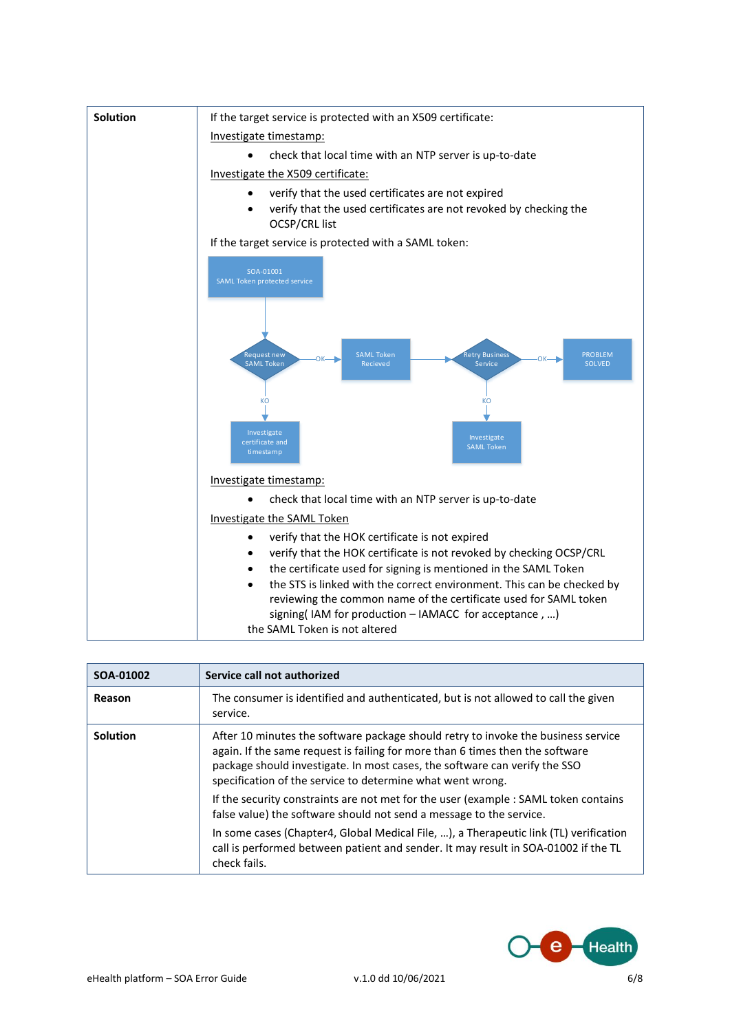| Solution | If the target service is protected with an X509 certificate:<br>Investigate timestamp:<br>• check that local time with an NTP server is up-to-date<br>Investigate the X509 certificate:<br>• verify that the used certificates are not expired<br>• verify that the used certificates are not revoked by checking the OCSP/CRL list<br>If the target service is protected with a SAML token:<br>SOA-01001 SAML Token protected service → Request new SAML Token —OK→ SAML Token Recieved → Retry Business Service —OK→ PROBLEM SOLVED<br>Request new SAML Token —KO→ Investigate certificate and timestamp<br>Retry Business Service —KO→ Investigate SAML Token<br>Investigate timestamp:<br>• check that local time with an NTP server is up-to-date<br>Investigate the SAML Token<br>• verify that the HOK certificate is not expired<br>• verify that the HOK certificate is not revoked by checking OCSP/CRL<br>• the certificate used for signing is mentioned in the SAML Token<br>• the STS is linked with the correct environment. This can be checked by reviewing the common name of the certificate used for SAML token signing( IAM for production – IAMACC for acceptance , …)<br>the SAML Token is not altered |
|---|---|

| SOA-01002 | Service call not authorized |
|---|---|
| Reason | The consumer is identified and authenticated, but is not allowed to call the given service. |
| Solution | After 10 minutes the software package should retry to invoke the business service again. If the same request is failing for more than 6 times then the software package should investigate. In most cases, the software can verify the SSO specification of the service to determine what went wrong.<br>If the security constraints are not met for the user (example : SAML token contains false value) the software should not send a message to the service.<br>In some cases (Chapter4, Global Medical File, …), a Therapeutic link (TL) verification call is performed between patient and sender. It may result in SOA-01002 if the TL check fails. |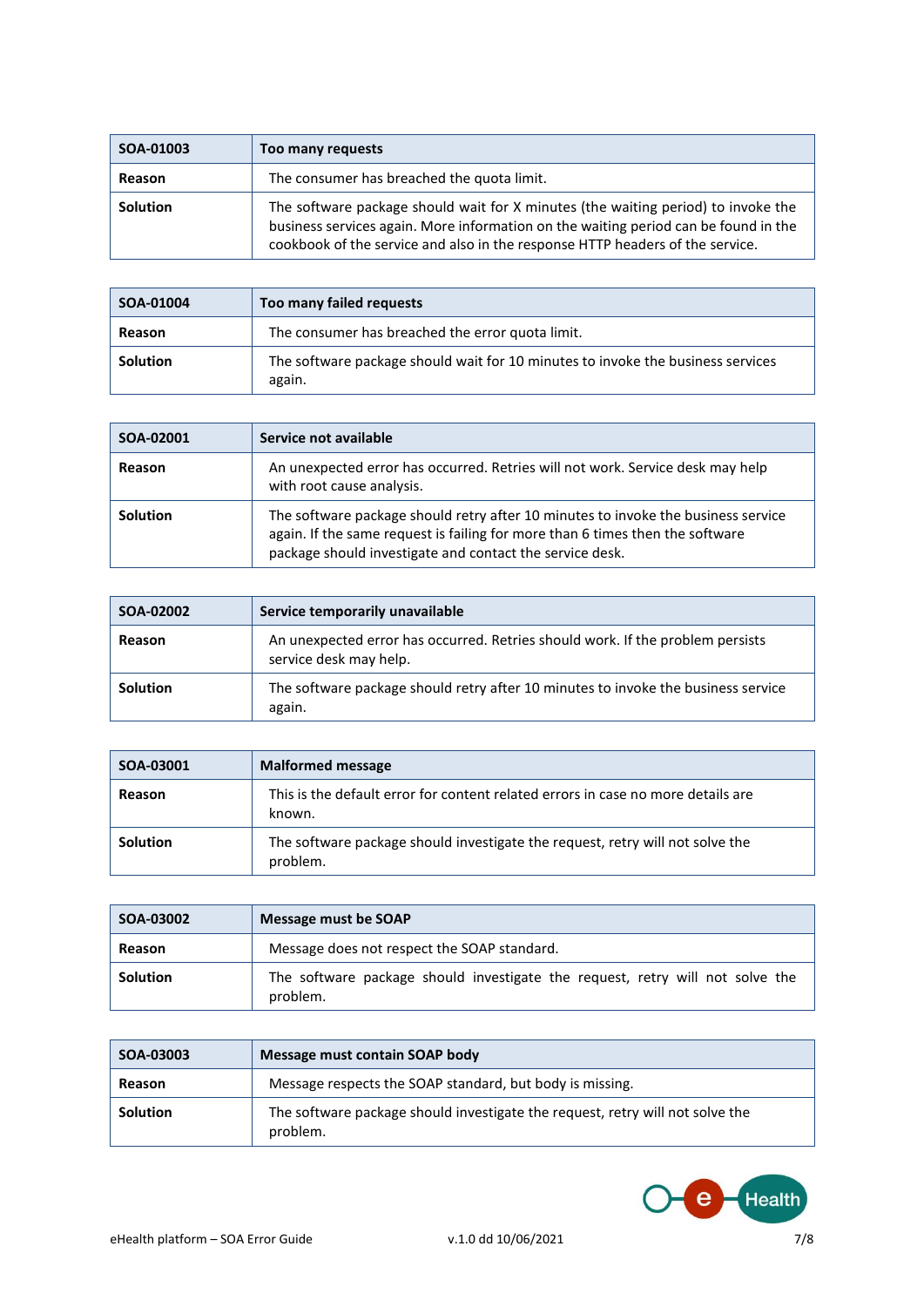| SOA-01003 | Too many requests |
| --- | --- |
| Reason | The consumer has breached the quota limit. |
| Solution | The software package should wait for X minutes (the waiting period) to invoke the business services again. More information on the waiting period can be found in the cookbook of the service and also in the response HTTP headers of the service. |

| SOA-01004 | Too many failed requests |
| --- | --- |
| Reason | The consumer has breached the error quota limit. |
| Solution | The software package should wait for 10 minutes to invoke the business services again. |

| SOA-02001 | Service not available |
| --- | --- |
| Reason | An unexpected error has occurred. Retries will not work. Service desk may help with root cause analysis. |
| Solution | The software package should retry after 10 minutes to invoke the business service again. If the same request is failing for more than 6 times then the software package should investigate and contact the service desk. |

| SOA-02002 | Service temporarily unavailable |
| --- | --- |
| Reason | An unexpected error has occurred. Retries should work. If the problem persists service desk may help. |
| Solution | The software package should retry after 10 minutes to invoke the business service again. |

| SOA-03001 | Malformed message |
| --- | --- |
| Reason | This is the default error for content related errors in case no more details are known. |
| Solution | The software package should investigate the request, retry will not solve the problem. |

| SOA-03002 | Message must be SOAP |
| --- | --- |
| Reason | Message does not respect the SOAP standard. |
| Solution | The software package should investigate the request, retry will not solve the problem. |

| SOA-03003 | Message must contain SOAP body |
| --- | --- |
| Reason | Message respects the SOAP standard, but body is missing. |
| Solution | The software package should investigate the request, retry will not solve the problem. |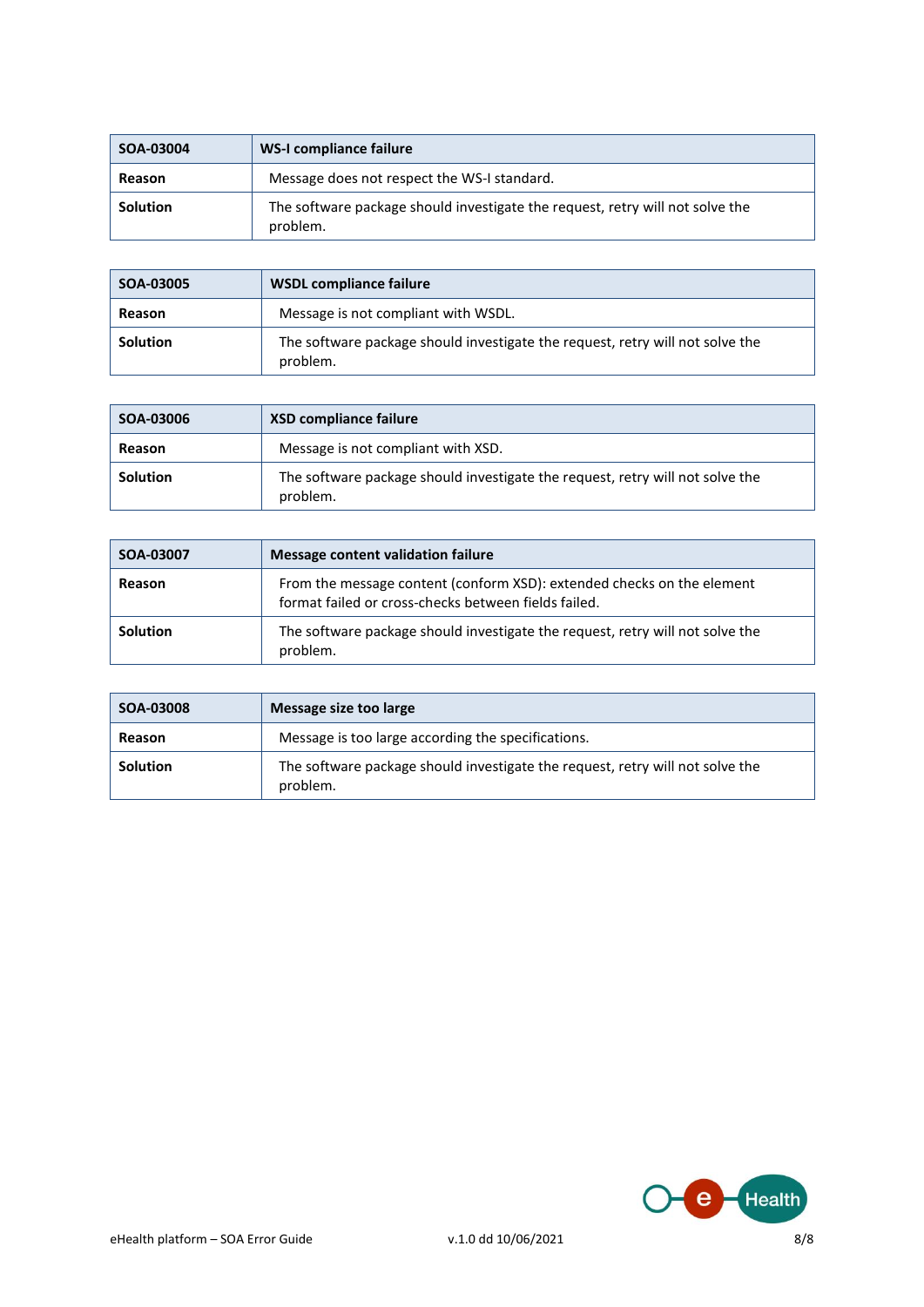| SOA-03004 | WS-I compliance failure |
| --- | --- |
| **Reason** | Message does not respect the WS-I standard. |
| **Solution** | The software package should investigate the request, retry will not solve the problem. |

| SOA-03005 | WSDL compliance failure |
| --- | --- |
| **Reason** | Message is not compliant with WSDL. |
| **Solution** | The software package should investigate the request, retry will not solve the problem. |

| SOA-03006 | XSD compliance failure |
| --- | --- |
| **Reason** | Message is not compliant with XSD. |
| **Solution** | The software package should investigate the request, retry will not solve the problem. |

| SOA-03007 | Message content validation failure |
| --- | --- |
| **Reason** | From the message content (conform XSD): extended checks on the element format failed or cross-checks between fields failed. |
| **Solution** | The software package should investigate the request, retry will not solve the problem. |

| SOA-03008 | Message size too large |
| --- | --- |
| **Reason** | Message is too large according the specifications. |
| **Solution** | The software package should investigate the request, retry will not solve the problem. |